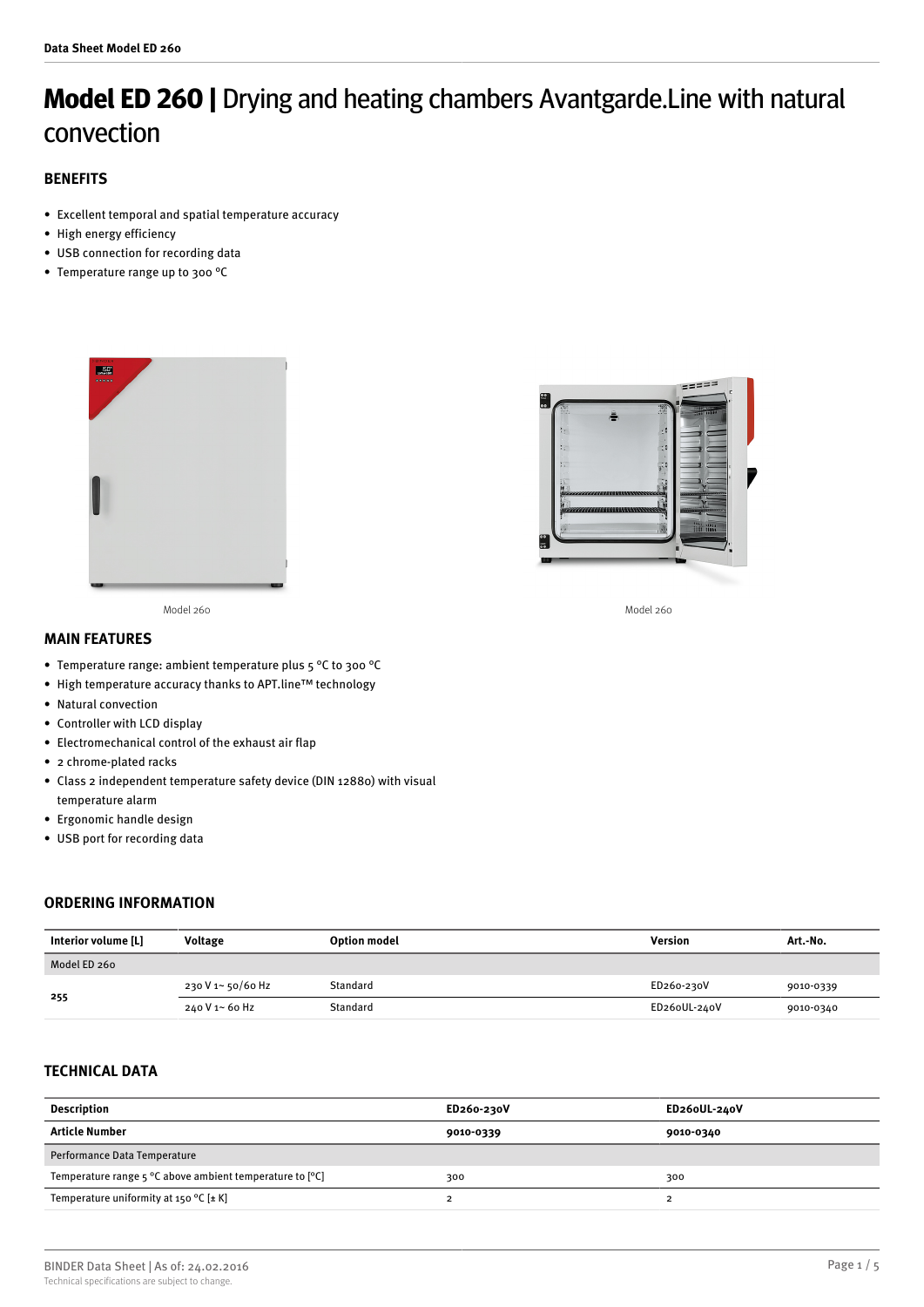# **Model ED 260 |** Drying and heating chambers Avantgarde.Line with natural convection

## BENEFITS

- Excellent temporal and spatial temperature accuracy
- High energy efficiency
- USB connection for recording data
- Temperature range up to 300 °C

Model 260

Model 260

## MAIN FEATURES

- Temperature range: ambient temperature plus 5 °C to 300 °C
- High temperature accuracy thanks to APT.line™ technology
- Natural convection
- Controller with LCD display
- Electromechanical control of the exhaust air flap
- 2 chrome-plated racks
- Class 2 independent temperature safety device (DIN 12880) with visual temperature alarm
- Ergonomic handle design
- USB port for recording data

## ORDERING INFORMATION

| Interior volume [L] | Voltage | Option model | Version | Art.-No. |
|---|---|---|---|---|
| Model ED 260 | | | | |
| 255 | 230 V 1~ 50/60 Hz | Standard | ED260-230V | 9010-0339 |
| | 240 V 1~ 60 Hz | Standard | ED260UL-240V | 9010-0340 |

## TECHNICAL DATA

| Description | ED260-230V | ED260UL-240V |
|---|---|---|
| **Article Number** | **9010-0339** | **9010-0340** |
| Performance Data Temperature | | |
| Temperature range 5 °C above ambient temperature to [°C] | 300 | 300 |
| Temperature uniformity at 150 °C [± K] | 2 | 2 |

BINDER Data Sheet | As of: 24.02.2016
Technical specifications are subject to change.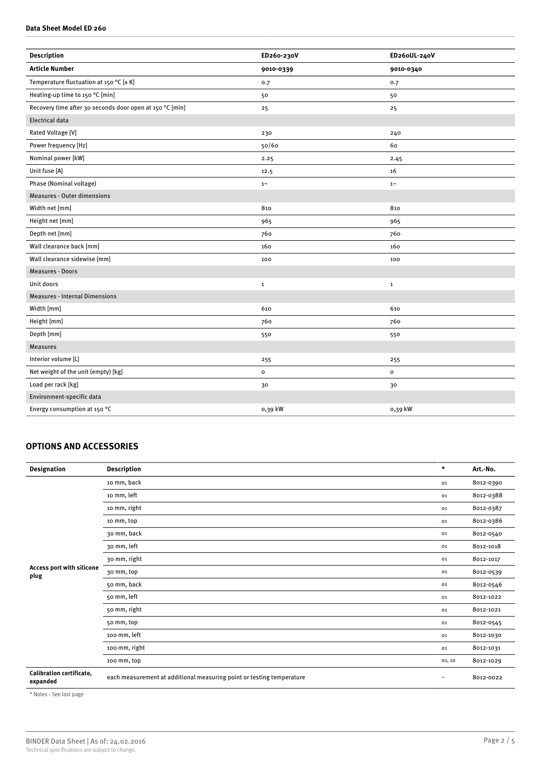**Data Sheet Model ED 260**

| Description | ED260-230V | ED260UL-240V |
|---|---|---|
| **Article Number** | **9010-0339** | **9010-0340** |
| Temperature fluctuation at 150 °C [± K] | 0.7 | 0.7 |
| Heating-up time to 150 °C [min] | 50 | 50 |
| Recovery time after 30 seconds door open at 150 °C [min] | 25 | 25 |
| Electrical data | | |
| Rated Voltage [V] | 230 | 240 |
| Power frequency [Hz] | 50/60 | 60 |
| Nominal power [kW] | 2.25 | 2.45 |
| Unit fuse [A] | 12.5 | 16 |
| Phase (Nominal voltage) | 1~ | 1~ |
| Measures - Outer dimensions | | |
| Width net [mm] | 810 | 810 |
| Height net [mm] | 965 | 965 |
| Depth net [mm] | 760 | 760 |
| Wall clearance back [mm] | 160 | 160 |
| Wall clearance sidewise [mm] | 100 | 100 |
| Measures - Doors | | |
| Unit doors | 1 | 1 |
| Measures - Internal Dimensions | | |
| Width [mm] | 610 | 610 |
| Height [mm] | 760 | 760 |
| Depth [mm] | 550 | 550 |
| Measures | | |
| Interior volume [L] | 255 | 255 |
| Net weight of the unit (empty) [kg] | 0 | 0 |
| Load per rack [kg] | 30 | 30 |
| Environment-specific data | | |
| Energy consumption at 150 °C | 0,39 kW | 0,39 kW |

## OPTIONS AND ACCESSORIES

| Designation | Description | * | Art.-No. |
|---|---|---|---|
| Access port with silicone plug | 10 mm, back | 01 | 8012-0390 |
| | 10 mm, left | 01 | 8012-0388 |
| | 10 mm, right | 01 | 8012-0387 |
| | 10 mm, top | 01 | 8012-0386 |
| | 30 mm, back | 01 | 8012-0540 |
| | 30 mm, left | 01 | 8012-1018 |
| | 30 mm, right | 01 | 8012-1017 |
| | 30 mm, top | 01 | 8012-0539 |
| | 50 mm, back | 01 | 8012-0546 |
| | 50 mm, left | 01 | 8012-1022 |
| | 50 mm, right | 01 | 8012-1021 |
| | 50 mm, top | 01 | 8012-0545 |
| | 100 mm, left | 01 | 8012-1030 |
| | 100 mm, right | 01 | 8012-1031 |
| | 100 mm, top | 01, 10 | 8012-1029 |
| **Calibration certificate, expanded** | each measurement at additional measuring point or testing temperature | – | 8012-0022 |

* Notes › See last page

BINDER Data Sheet | As of: 24.02.2016
Technical specifications are subject to change.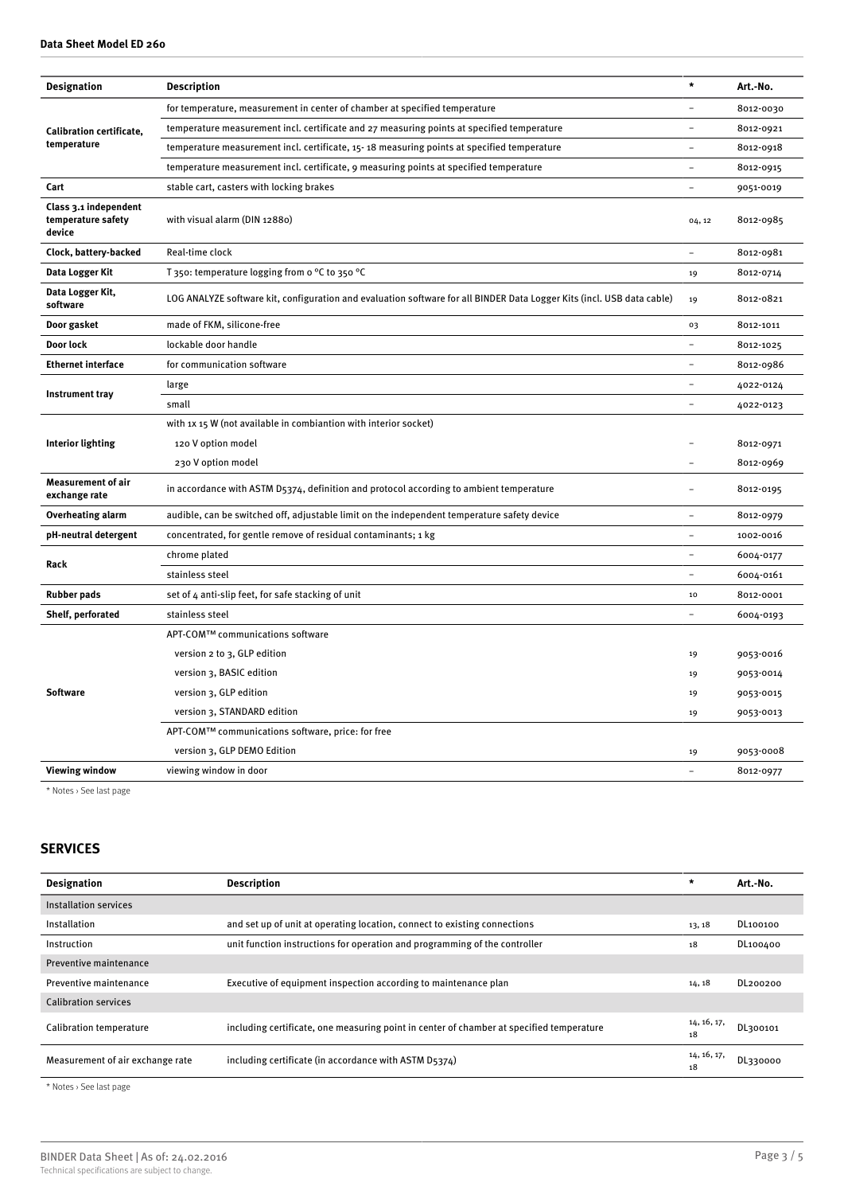| Designation | Description | * | Art.-No. |
|---|---|---|---|
| Calibration certificate, temperature | for temperature, measurement in center of chamber at specified temperature | – | 8012-0030 |
| | temperature measurement incl. certificate and 27 measuring points at specified temperature | – | 8012-0921 |
| | temperature measurement incl. certificate, 15- 18 measuring points at specified temperature | – | 8012-0918 |
| | temperature measurement incl. certificate, 9 measuring points at specified temperature | – | 8012-0915 |
| **Cart** | stable cart, casters with locking brakes | – | 9051-0019 |
| **Class 3.1 independent temperature safety device** | with visual alarm (DIN 12880) | 04, 12 | 8012-0985 |
| **Clock, battery-backed** | Real-time clock | – | 8012-0981 |
| **Data Logger Kit** | T 350: temperature logging from 0 °C to 350 °C | 19 | 8012-0714 |
| **Data Logger Kit, software** | LOG ANALYZE software kit, configuration and evaluation software for all BINDER Data Logger Kits (incl. USB data cable) | 19 | 8012-0821 |
| **Door gasket** | made of FKM, silicone-free | 03 | 8012-1011 |
| **Door lock** | lockable door handle | – | 8012-1025 |
| **Ethernet interface** | for communication software | – | 8012-0986 |
| **Instrument tray** | large | – | 4022-0124 |
| | small | – | 4022-0123 |
| **Interior lighting** | with 1x 15 W (not available in combiantion with interior socket) | | |
| | 120 V option model | – | 8012-0971 |
| | 230 V option model | – | 8012-0969 |
| **Measurement of air exchange rate** | in accordance with ASTM D5374, definition and protocol according to ambient temperature | – | 8012-0195 |
| **Overheating alarm** | audible, can be switched off, adjustable limit on the independent temperature safety device | – | 8012-0979 |
| **pH-neutral detergent** | concentrated, for gentle remove of residual contaminants; 1 kg | – | 1002-0016 |
| **Rack** | chrome plated | – | 6004-0177 |
| | stainless steel | – | 6004-0161 |
| **Rubber pads** | set of 4 anti-slip feet, for safe stacking of unit | 10 | 8012-0001 |
| **Shelf, perforated** | stainless steel | – | 6004-0193 |
| **Software** | APT-COM™ communications software | | |
| | version 2 to 3, GLP edition | 19 | 9053-0016 |
| | version 3, BASIC edition | 19 | 9053-0014 |
| | version 3, GLP edition | 19 | 9053-0015 |
| | version 3, STANDARD edition | 19 | 9053-0013 |
| | APT-COM™ communications software, price: for free | | |
| | version 3, GLP DEMO Edition | 19 | 9053-0008 |
| **Viewing window** | viewing window in door | – | 8012-0977 |

* Notes › See last page

## SERVICES

| Designation | Description | * | Art.-No. |
|---|---|---|---|
| Installation services | | | |
| Installation | and set up of unit at operating location, connect to existing connections | 13, 18 | DL100100 |
| Instruction | unit function instructions for operation and programming of the controller | 18 | DL100400 |
| Preventive maintenance | | | |
| Preventive maintenance | Executive of equipment inspection according to maintenance plan | 14, 18 | DL200200 |
| Calibration services | | | |
| Calibration temperature | including certificate, one measuring point in center of chamber at specified temperature | 14, 16, 17, 18 | DL300101 |
| Measurement of air exchange rate | including certificate (in accordance with ASTM D5374) | 14, 16, 17, 18 | DL330000 |

* Notes › See last page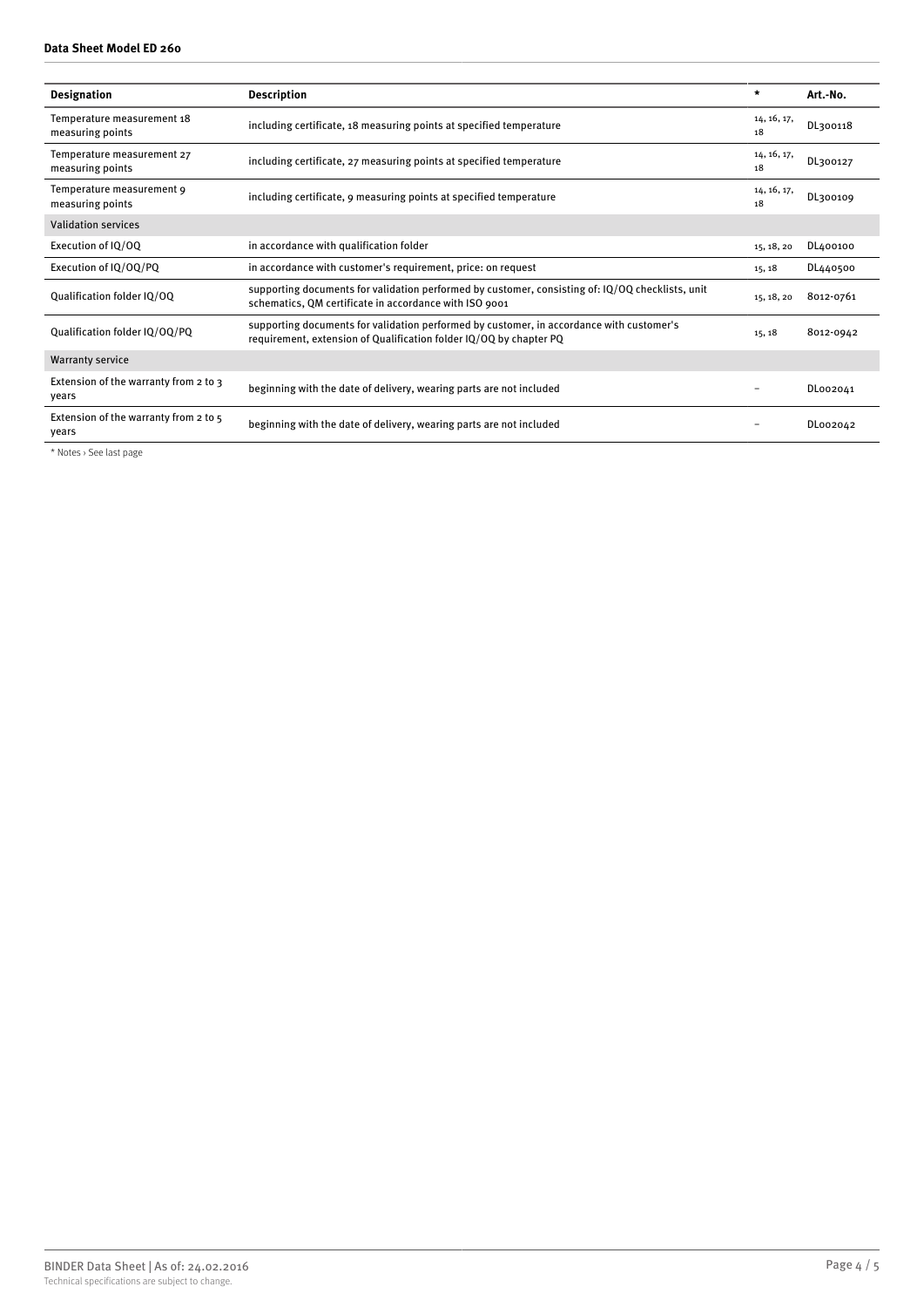| Designation | Description | * | Art.-No. |
| --- | --- | --- | --- |
| Temperature measurement 18 measuring points | including certificate, 18 measuring points at specified temperature | 14, 16, 17, 18 | DL300118 |
| Temperature measurement 27 measuring points | including certificate, 27 measuring points at specified temperature | 14, 16, 17, 18 | DL300127 |
| Temperature measurement 9 measuring points | including certificate, 9 measuring points at specified temperature | 14, 16, 17, 18 | DL300109 |
| Validation services | | | |
| Execution of IQ/OQ | in accordance with qualification folder | 15, 18, 20 | DL400100 |
| Execution of IQ/OQ/PQ | in accordance with customer's requirement, price: on request | 15, 18 | DL440500 |
| Qualification folder IQ/OQ | supporting documents for validation performed by customer, consisting of: IQ/OQ checklists, unit schematics, QM certificate in accordance with ISO 9001 | 15, 18, 20 | 8012-0761 |
| Qualification folder IQ/OQ/PQ | supporting documents for validation performed by customer, in accordance with customer's requirement, extension of Qualification folder IQ/OQ by chapter PQ | 15, 18 | 8012-0942 |
| Warranty service | | | |
| Extension of the warranty from 2 to 3 years | beginning with the date of delivery, wearing parts are not included | – | DL002041 |
| Extension of the warranty from 2 to 5 years | beginning with the date of delivery, wearing parts are not included | – | DL002042 |

* Notes › See last page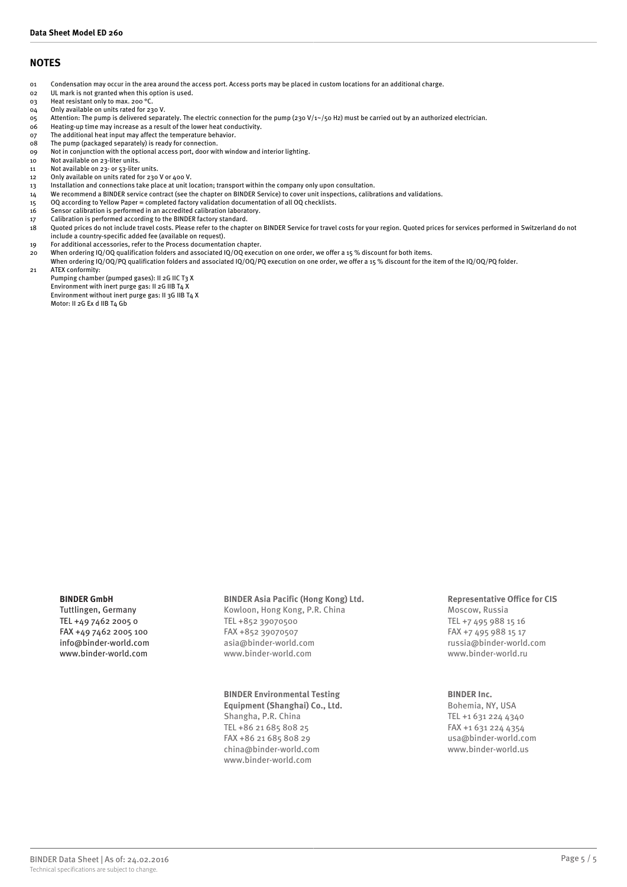## NOTES

01 Condensation may occur in the area around the access port. Access ports may be placed in custom locations for an additional charge.
02 UL mark is not granted when this option is used.
03 Heat resistant only to max. 200 °C.
04 Only available on units rated for 230 V.
05 Attention: The pump is delivered separately. The electric connection for the pump (230 V/1~/50 Hz) must be carried out by an authorized electrician.
06 Heating-up time may increase as a result of the lower heat conductivity.
07 The additional heat input may affect the temperature behavior.
08 The pump (packaged separately) is ready for connection.
09 Not in conjunction with the optional access port, door with window and interior lighting.
10 Not available on 23-liter units.
11 Not available on 23- or 53-liter units.
12 Only available on units rated for 230 V or 400 V.
13 Installation and connections take place at unit location; transport within the company only upon consultation.
14 We recommend a BINDER service contract (see the chapter on BINDER Service) to cover unit inspections, calibrations and validations.
15 OQ according to Yellow Paper = completed factory validation documentation of all OQ checklists.
16 Sensor calibration is performed in an accredited calibration laboratory.
17 Calibration is performed according to the BINDER factory standard.
18 Quoted prices do not include travel costs. Please refer to the chapter on BINDER Service for travel costs for your region. Quoted prices for services performed in Switzerland do not include a country-specific added fee (available on request).
19 For additional accessories, refer to the Process documentation chapter.
20 When ordering IQ/OQ qualification folders and associated IQ/OQ execution on one order, we offer a 15 % discount for both items.
When ordering IQ/OQ/PQ qualification folders and associated IQ/OQ/PQ execution on one order, we offer a 15 % discount for the item of the IQ/OQ/PQ folder.
21 ATEX conformity:
Pumping chamber (pumped gases): II 2G IIC T3 X
Environment with inert purge gas: II 2G IIB T4 X
Environment without inert purge gas: II 3G IIB T4 X
Motor: II 2G Ex d IIB T4 Gb

**BINDER GmbH**
Tuttlingen, Germany
TEL +49 7462 2005 0
FAX +49 7462 2005 100
info@binder-world.com
www.binder-world.com

**BINDER Asia Pacific (Hong Kong) Ltd.**
Kowloon, Hong Kong, P.R. China
TEL +852 39070500
FAX +852 39070507
asia@binder-world.com
www.binder-world.com

**BINDER Environmental Testing Equipment (Shanghai) Co., Ltd.**
Shangha, P.R. China
TEL +86 21 685 808 25
FAX +86 21 685 808 29
china@binder-world.com
www.binder-world.com

**Representative Office for CIS**
Moscow, Russia
TEL +7 495 988 15 16
FAX +7 495 988 15 17
russia@binder-world.com
www.binder-world.ru

**BINDER Inc.**
Bohemia, NY, USA
TEL +1 631 224 4340
FAX +1 631 224 4354
usa@binder-world.com
www.binder-world.us

BINDER Data Sheet | As of: 24.02.2016
Technical specifications are subject to change.